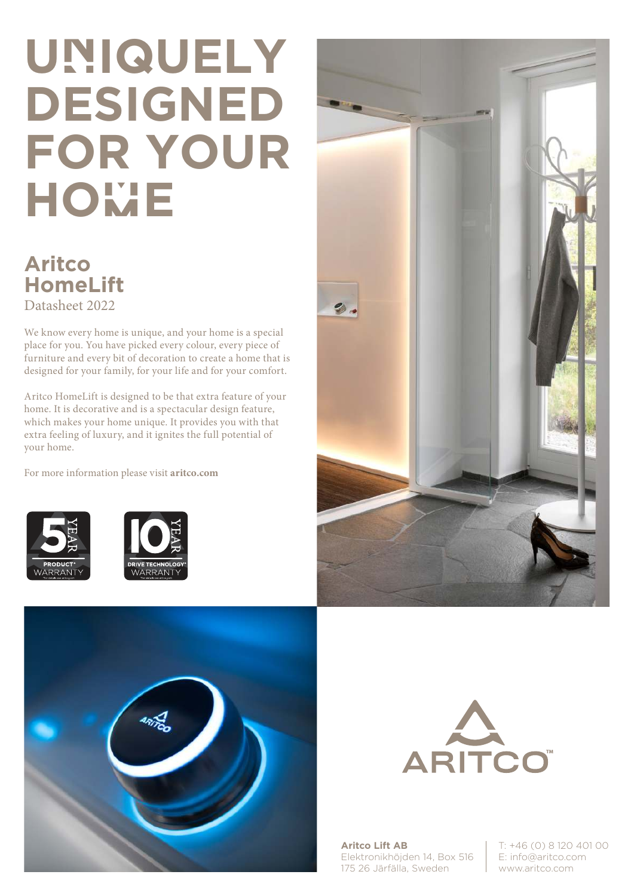# UNIQUELY DESIGNED FOR YOUR HOME

## Aritco HomeLift

Datasheet 2022

We know every home is unique, and your home is a special place for you. You have picked every colour, every piece of furniture and every bit of decoration to create a home that is designed for your family, for your life and for your comfort.

Aritco HomeLift is designed to be that extra feature of your home. It is decorative and is a spectacular design feature, which makes your home unique. It provides you with that extra feeling of luxury, and it ignites the full potential of your home.

For more information please visit **aritco.com**

5 YEAR PRODUCT* WARRANTY

10 YEAR DRIVE TECHNOLOGY* WARRANTY

ARITCO™

**Aritco Lift AB**
Elektronikhöjden 14, Box 516
175 26 Järfälla, Sweden

T: +46 (0) 8 120 401 00
E: info@aritco.com
www.aritco.com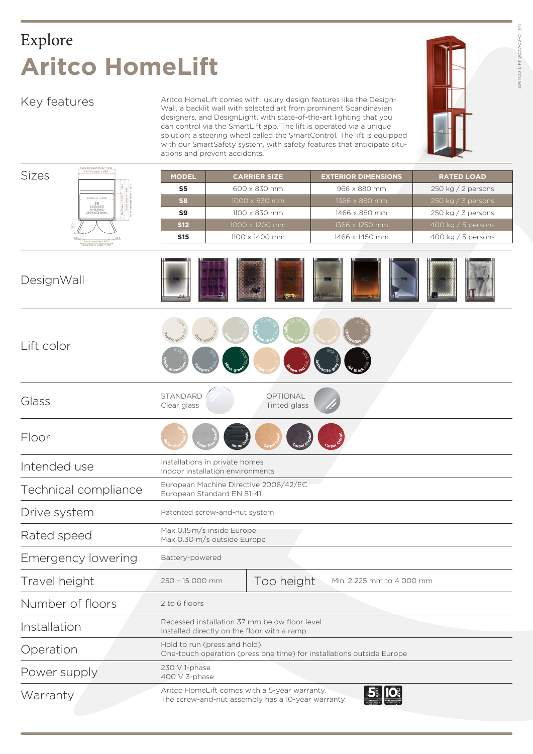Explore

# Aritco HomeLift

## Key features

Aritco HomeLift comes with luxury design features like the DesignWall, a backlit wall with selected art from prominent Scandinavian designers, and DesignLight, with state-of-the-art lighting that you can control via the SmartLift app. The lift is operated via a unique solution: a steering wheel called the SmartControl. The lift is equipped with our SmartSafety system, with safety features that anticipate situations and prevent accidents.

## Sizes

| MODEL | CARRIER SIZE | EXTERIOR DIMENSIONS | RATED LOAD |
|---|---|---|---|
| S5 | 600 x 830 mm | 966 x 880 mm | 250 kg / 2 persons |
| S8 | 1000 x 830 mm | 1366 x 880 mm | 250 kg / 3 persons |
| S9 | 1100 x 830 mm | 1466 x 880 mm | 250 kg / 3 persons |
| S12 | 1000 x 1200 mm | 1366 x 1250 mm | 400 kg / 5 persons |
| S15 | 1100 x 1400 mm | 1466 x 1450 mm | 400 kg / 5 persons |

## DesignWall

## Lift color

Traffic white, Pure white, Grey white, Light blue grey, Sage green, Oyster white, Champagne, White aluminium, Telegrey 1, Moss green, Light ivory, Brown red, Anthracite grey, Jet Black

## Glass

STANDARD Clear glass

OPTIONAL Tinted glass

## Floor

Bolon Sisal Plain, Bolon Flow Stream, Bolon Graphic, Carpet Camel, Carpet Elephant, Carpet Chianti

| | |
|---|---|
| Intended use | Installations in private homes<br>Indoor installation environments |
| Technical compliance | European Machine Directive 2006/42/EC<br>European Standard EN 81-41 |
| Drive system | Patented screw-and-nut system |
| Rated speed | Max 0.15 m/s inside Europe<br>Max 0.30 m/s outside Europe |
| Emergency lowering | Battery-powered |
| Travel height | 250 – 15 000 mm |
| Top height | Min. 2 225 mm to 4 000 mm |
| Number of floors | 2 to 6 floors |
| Installation | Recessed installation 37 mm below floor level<br>Installed directly on the floor with a ramp |
| Operation | Hold to run (press and hold)<br>One-touch operation (press one time) for installations outside Europe |
| Power supply | 230 V 1-phase<br>400 V 3-phase |
| Warranty | Aritco HomeLift comes with a 5-year warranty.<br>The screw-and-nut assembly has a 10-year warranty |